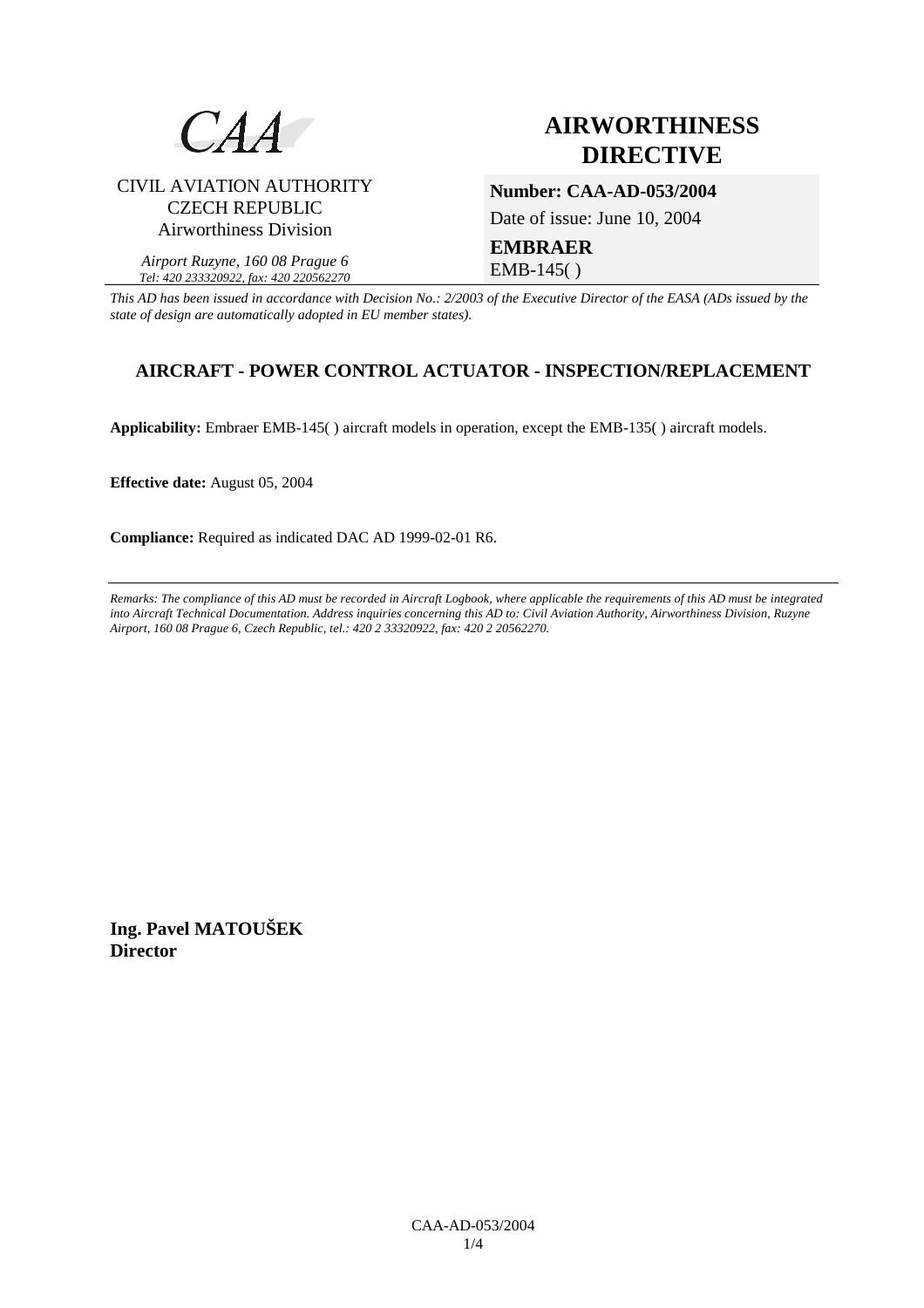CAA

CIVIL AVIATION AUTHORITY
CZECH REPUBLIC
Airworthiness Division

*Airport Ruzyne, 160 08 Prague 6*
*Tel: 420 233320922, fax: 420 220562270*

# AIRWORTHINESS DIRECTIVE

**Number: CAA-AD-053/2004**

Date of issue: June 10, 2004

**EMBRAER**
EMB-145( )

*This AD has been issued in accordance with Decision No.: 2/2003 of the Executive Director of the EASA (ADs issued by the state of design are automatically adopted in EU member states).*

## AIRCRAFT - POWER CONTROL ACTUATOR - INSPECTION/REPLACEMENT

**Applicability:** Embraer EMB-145( ) aircraft models in operation, except the EMB-135( ) aircraft models.

**Effective date:** August 05, 2004

**Compliance:** Required as indicated DAC AD 1999-02-01 R6.

---

*Remarks: The compliance of this AD must be recorded in Aircraft Logbook, where applicable the requirements of this AD must be integrated into Aircraft Technical Documentation. Address inquiries concerning this AD to: Civil Aviation Authority, Airworthiness Division, Ruzyne Airport, 160 08 Prague 6, Czech Republic, tel.: 420 2 33320922, fax: 420 2 20562270.*

**Ing. Pavel MATOUŠEK**
**Director**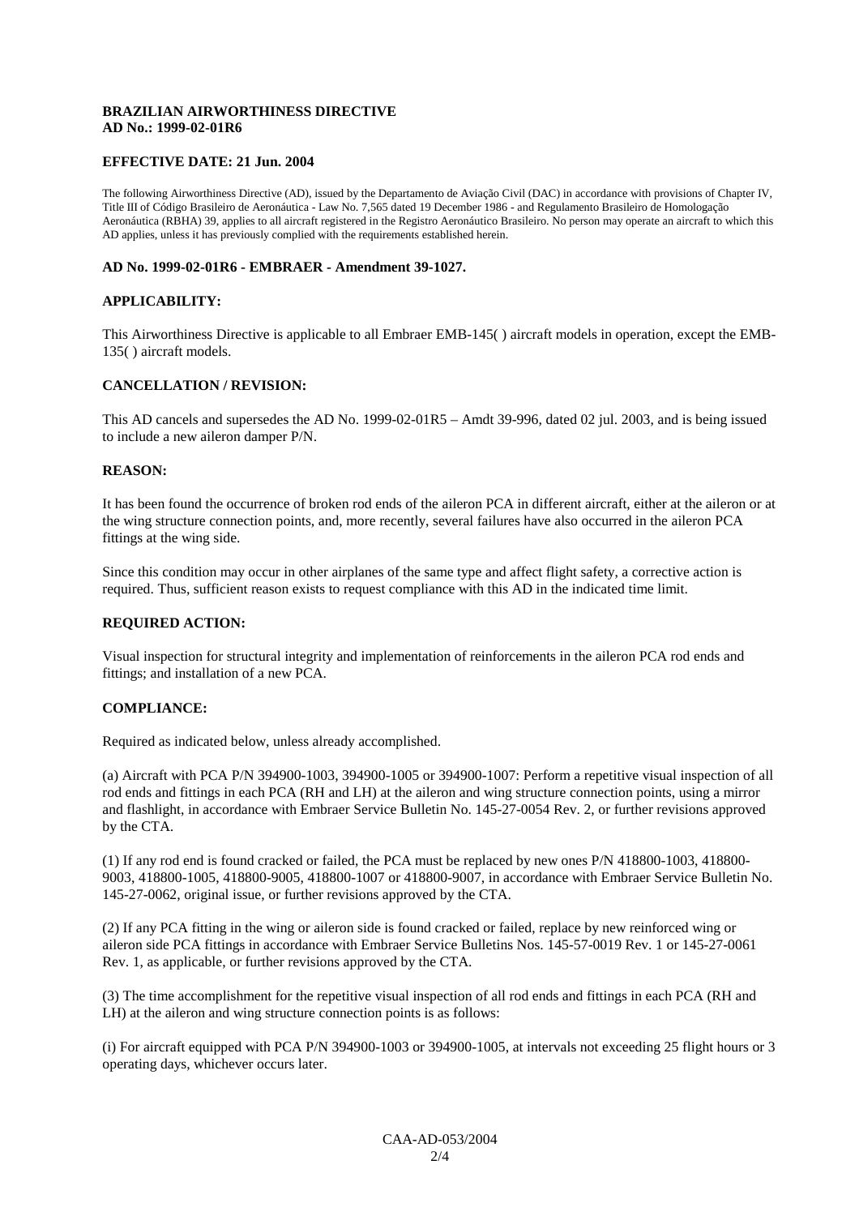**BRAZILIAN AIRWORTHINESS DIRECTIVE**
**AD No.: 1999-02-01R6**

**EFFECTIVE DATE: 21 Jun. 2004**

The following Airworthiness Directive (AD), issued by the Departamento de Aviação Civil (DAC) in accordance with provisions of Chapter IV, Title III of Código Brasileiro de Aeronáutica - Law No. 7,565 dated 19 December 1986 - and Regulamento Brasileiro de Homologação Aeronáutica (RBHA) 39, applies to all aircraft registered in the Registro Aeronáutico Brasileiro. No person may operate an aircraft to which this AD applies, unless it has previously complied with the requirements established herein.

**AD No. 1999-02-01R6 - EMBRAER - Amendment 39-1027.**

**APPLICABILITY:**

This Airworthiness Directive is applicable to all Embraer EMB-145( ) aircraft models in operation, except the EMB-135( ) aircraft models.

**CANCELLATION / REVISION:**

This AD cancels and supersedes the AD No. 1999-02-01R5 – Amdt 39-996, dated 02 jul. 2003, and is being issued to include a new aileron damper P/N.

**REASON:**

It has been found the occurrence of broken rod ends of the aileron PCA in different aircraft, either at the aileron or at the wing structure connection points, and, more recently, several failures have also occurred in the aileron PCA fittings at the wing side.

Since this condition may occur in other airplanes of the same type and affect flight safety, a corrective action is required. Thus, sufficient reason exists to request compliance with this AD in the indicated time limit.

**REQUIRED ACTION:**

Visual inspection for structural integrity and implementation of reinforcements in the aileron PCA rod ends and fittings; and installation of a new PCA.

**COMPLIANCE:**

Required as indicated below, unless already accomplished.

(a) Aircraft with PCA P/N 394900-1003, 394900-1005 or 394900-1007: Perform a repetitive visual inspection of all rod ends and fittings in each PCA (RH and LH) at the aileron and wing structure connection points, using a mirror and flashlight, in accordance with Embraer Service Bulletin No. 145-27-0054 Rev. 2, or further revisions approved by the CTA.

(1) If any rod end is found cracked or failed, the PCA must be replaced by new ones P/N 418800-1003, 418800-9003, 418800-1005, 418800-9005, 418800-1007 or 418800-9007, in accordance with Embraer Service Bulletin No. 145-27-0062, original issue, or further revisions approved by the CTA.

(2) If any PCA fitting in the wing or aileron side is found cracked or failed, replace by new reinforced wing or aileron side PCA fittings in accordance with Embraer Service Bulletins Nos. 145-57-0019 Rev. 1 or 145-27-0061 Rev. 1, as applicable, or further revisions approved by the CTA.

(3) The time accomplishment for the repetitive visual inspection of all rod ends and fittings in each PCA (RH and LH) at the aileron and wing structure connection points is as follows:

(i) For aircraft equipped with PCA P/N 394900-1003 or 394900-1005, at intervals not exceeding 25 flight hours or 3 operating days, whichever occurs later.

CAA-AD-053/2004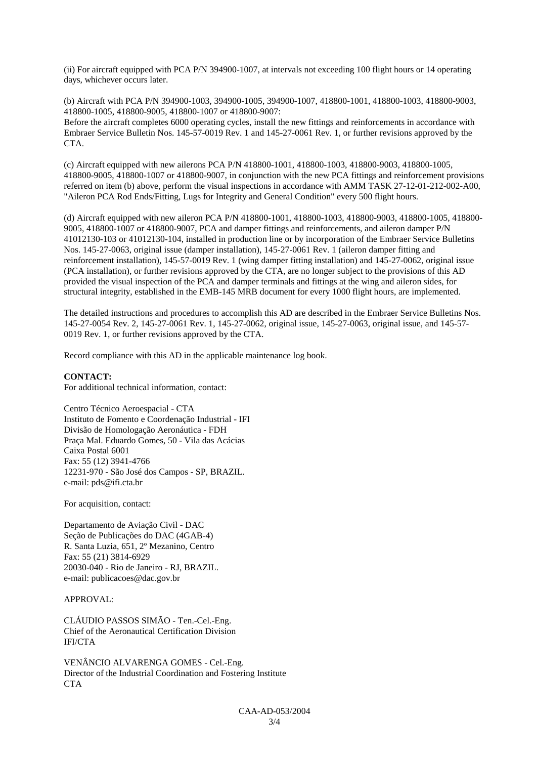(ii) For aircraft equipped with PCA P/N 394900-1007, at intervals not exceeding 100 flight hours or 14 operating days, whichever occurs later.

(b) Aircraft with PCA P/N 394900-1003, 394900-1005, 394900-1007, 418800-1001, 418800-1003, 418800-9003, 418800-1005, 418800-9005, 418800-1007 or 418800-9007:
Before the aircraft completes 6000 operating cycles, install the new fittings and reinforcements in accordance with Embraer Service Bulletin Nos. 145-57-0019 Rev. 1 and 145-27-0061 Rev. 1, or further revisions approved by the CTA.

(c) Aircraft equipped with new ailerons PCA P/N 418800-1001, 418800-1003, 418800-9003, 418800-1005, 418800-9005, 418800-1007 or 418800-9007, in conjunction with the new PCA fittings and reinforcement provisions referred on item (b) above, perform the visual inspections in accordance with AMM TASK 27-12-01-212-002-A00, "Aileron PCA Rod Ends/Fitting, Lugs for Integrity and General Condition" every 500 flight hours.

(d) Aircraft equipped with new aileron PCA P/N 418800-1001, 418800-1003, 418800-9003, 418800-1005, 418800-9005, 418800-1007 or 418800-9007, PCA and damper fittings and reinforcements, and aileron damper P/N 41012130-103 or 41012130-104, installed in production line or by incorporation of the Embraer Service Bulletins Nos. 145-27-0063, original issue (damper installation), 145-27-0061 Rev. 1 (aileron damper fitting and reinforcement installation), 145-57-0019 Rev. 1 (wing damper fitting installation) and 145-27-0062, original issue (PCA installation), or further revisions approved by the CTA, are no longer subject to the provisions of this AD provided the visual inspection of the PCA and damper terminals and fittings at the wing and aileron sides, for structural integrity, established in the EMB-145 MRB document for every 1000 flight hours, are implemented.

The detailed instructions and procedures to accomplish this AD are described in the Embraer Service Bulletins Nos. 145-27-0054 Rev. 2, 145-27-0061 Rev. 1, 145-27-0062, original issue, 145-27-0063, original issue, and 145-57-0019 Rev. 1, or further revisions approved by the CTA.

Record compliance with this AD in the applicable maintenance log book.

**CONTACT:**
For additional technical information, contact:

Centro Técnico Aeroespacial - CTA
Instituto de Fomento e Coordenação Industrial - IFI
Divisão de Homologação Aeronáutica - FDH
Praça Mal. Eduardo Gomes, 50 - Vila das Acácias
Caixa Postal 6001
Fax: 55 (12) 3941-4766
12231-970 - São José dos Campos - SP, BRAZIL.
e-mail: pds@ifi.cta.br

For acquisition, contact:

Departamento de Aviação Civil - DAC
Seção de Publicações do DAC (4GAB-4)
R. Santa Luzia, 651, 2º Mezanino, Centro
Fax: 55 (21) 3814-6929
20030-040 - Rio de Janeiro - RJ, BRAZIL.
e-mail: publicacoes@dac.gov.br

APPROVAL:

CLÁUDIO PASSOS SIMÃO - Ten.-Cel.-Eng.
Chief of the Aeronautical Certification Division
IFI/CTA

VENÂNCIO ALVARENGA GOMES - Cel.-Eng.
Director of the Industrial Coordination and Fostering Institute
CTA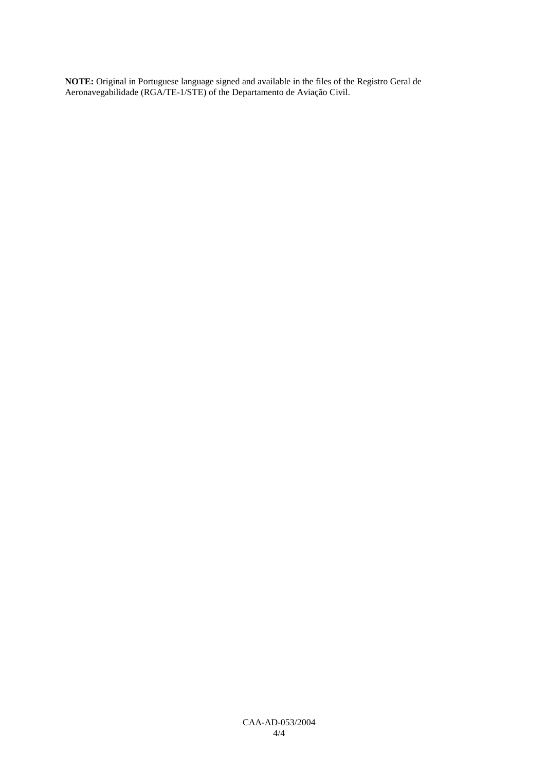**NOTE:** Original in Portuguese language signed and available in the files of the Registro Geral de Aeronavegabilidade (RGA/TE-1/STE) of the Departamento de Aviação Civil.